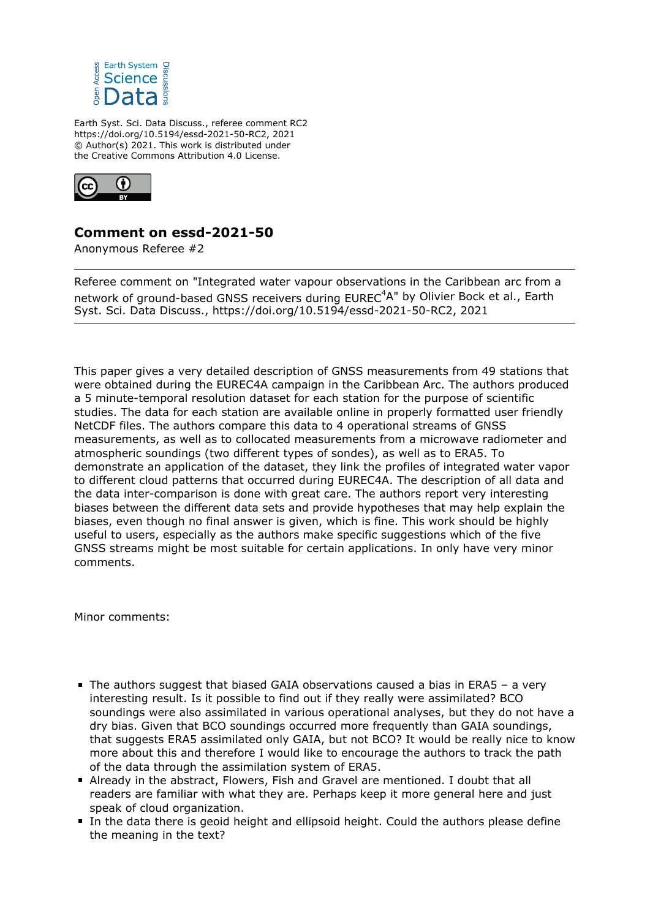Earth Syst. Sci. Data Discuss., referee comment RC2
https://doi.org/10.5194/essd-2021-50-RC2, 2021
© Author(s) 2021. This work is distributed under
the Creative Commons Attribution 4.0 License.

# Comment on essd-2021-50

Anonymous Referee #2

---

Referee comment on "Integrated water vapour observations in the Caribbean arc from a network of ground-based GNSS receivers during EUREC$^4$A" by Olivier Bock et al., Earth Syst. Sci. Data Discuss., https://doi.org/10.5194/essd-2021-50-RC2, 2021

---

This paper gives a very detailed description of GNSS measurements from 49 stations that were obtained during the EUREC4A campaign in the Caribbean Arc. The authors produced a 5 minute-temporal resolution dataset for each station for the purpose of scientific studies. The data for each station are available online in properly formatted user friendly NetCDF files. The authors compare this data to 4 operational streams of GNSS measurements, as well as to collocated measurements from a microwave radiometer and atmospheric soundings (two different types of sondes), as well as to ERA5. To demonstrate an application of the dataset, they link the profiles of integrated water vapor to different cloud patterns that occurred during EUREC4A. The description of all data and the data inter-comparison is done with great care. The authors report very interesting biases between the different data sets and provide hypotheses that may help explain the biases, even though no final answer is given, which is fine. This work should be highly useful to users, especially as the authors make specific suggestions which of the five GNSS streams might be most suitable for certain applications. In only have very minor comments.

Minor comments:

- The authors suggest that biased GAIA observations caused a bias in ERA5 – a very interesting result. Is it possible to find out if they really were assimilated? BCO soundings were also assimilated in various operational analyses, but they do not have a dry bias. Given that BCO soundings occurred more frequently than GAIA soundings, that suggests ERA5 assimilated only GAIA, but not BCO? It would be really nice to know more about this and therefore I would like to encourage the authors to track the path of the data through the assimilation system of ERA5.
- Already in the abstract, Flowers, Fish and Gravel are mentioned. I doubt that all readers are familiar with what they are. Perhaps keep it more general here and just speak of cloud organization.
- In the data there is geoid height and ellipsoid height. Could the authors please define the meaning in the text?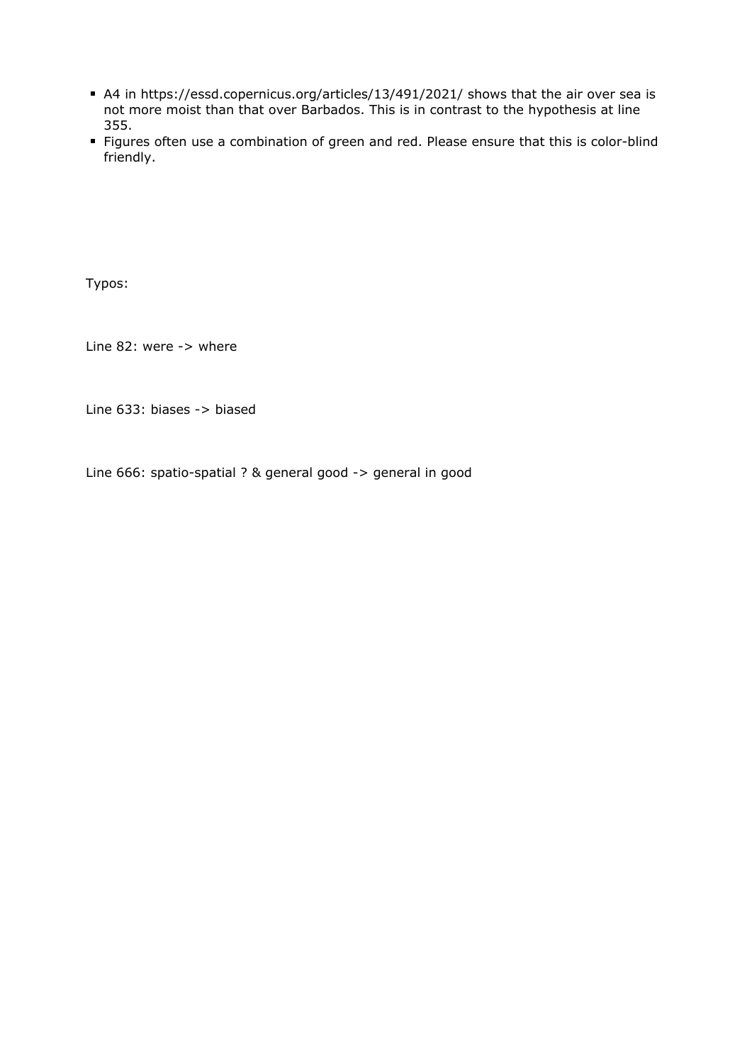- A4 in https://essd.copernicus.org/articles/13/491/2021/ shows that the air over sea is not more moist than that over Barbados. This is in contrast to the hypothesis at line 355.
- Figures often use a combination of green and red. Please ensure that this is color-blind friendly.

Typos:

Line 82: were -> where

Line 633: biases -> biased

Line 666: spatio-spatial ? & general good -> general in good